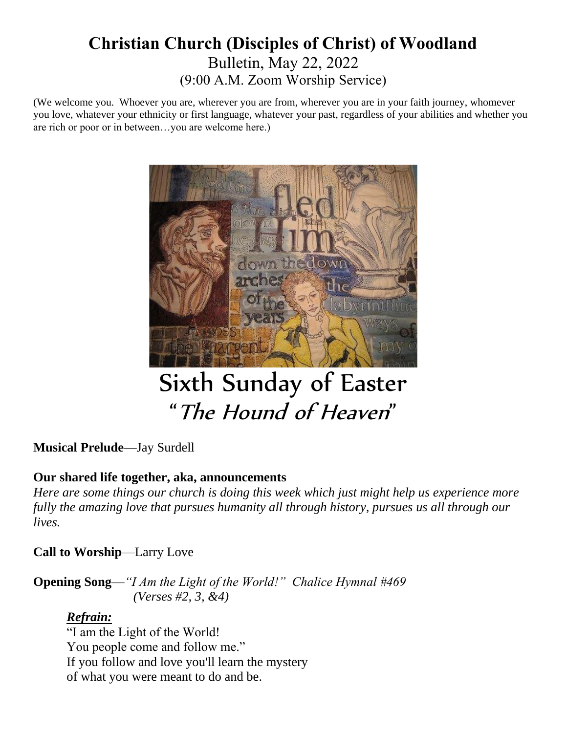# Christian Church (Disciples of Christ) of Woodland

Bulletin, May 22, 2022

(9:00 A.M. Zoom Worship Service)

(We welcome you. Whoever you are, wherever you are from, wherever you are in your faith journey, whomever you love, whatever your ethnicity or first language, whatever your past, regardless of your abilities and whether you are rich or poor or in between…you are welcome here.)

## Sixth Sunday of Easter

## *"The Hound of Heaven"*

**Musical Prelude**—Jay Surdell

**Our shared life together, aka, announcements**

*Here are some things our church is doing this week which just might help us experience more fully the amazing love that pursues humanity all through history, pursues us all through our lives.*

**Call to Worship**—Larry Love

**Opening Song**—*"I Am the Light of the World!" Chalice Hymnal #469 (Verses #2, 3, &4)*

***Refrain:***

"I am the Light of the World!
You people come and follow me."
If you follow and love you'll learn the mystery
of what you were meant to do and be.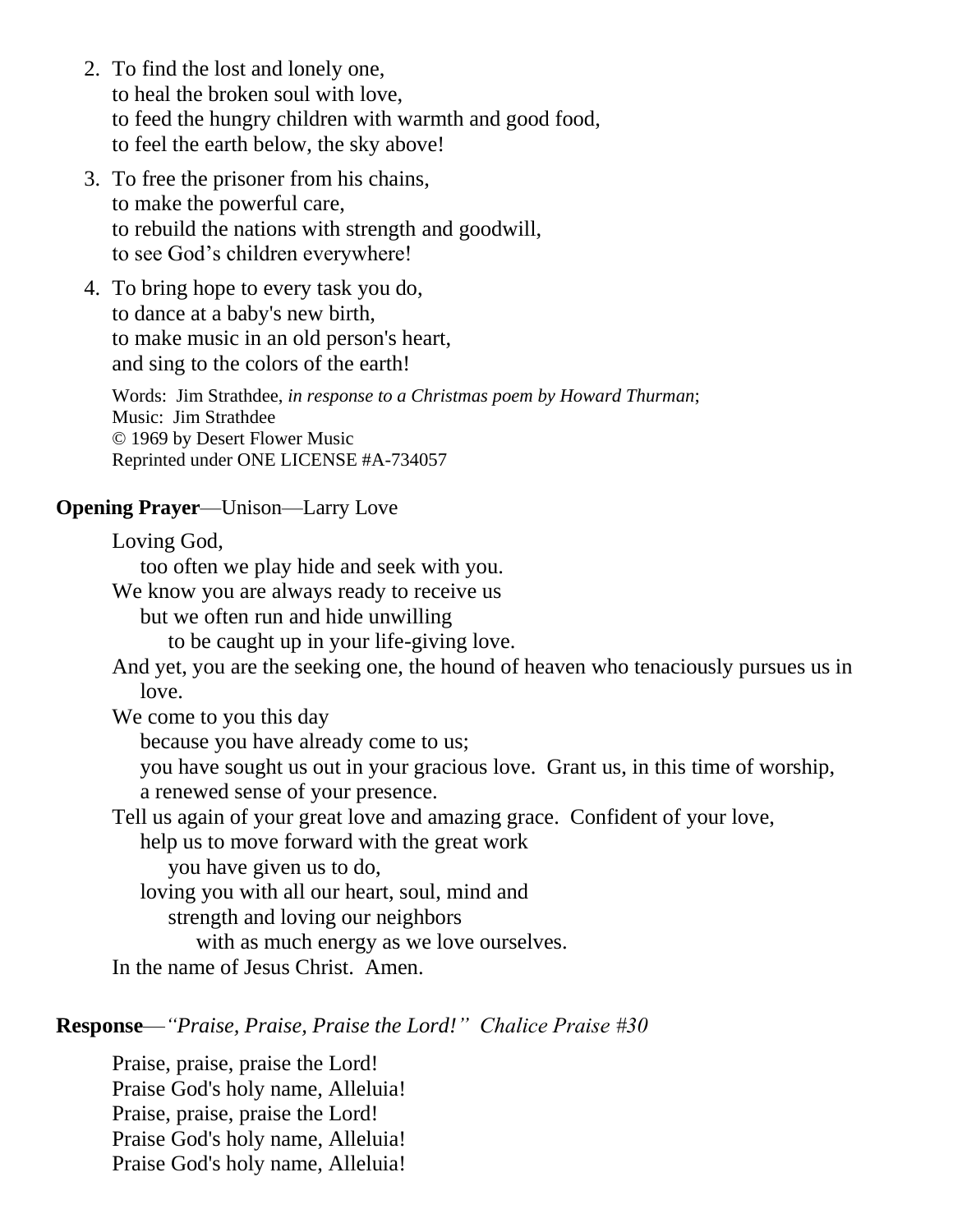2. To find the lost and lonely one,  
   to heal the broken soul with love,  
   to feed the hungry children with warmth and good food,  
   to feel the earth below, the sky above!

3. To free the prisoner from his chains,  
   to make the powerful care,  
   to rebuild the nations with strength and goodwill,  
   to see God's children everywhere!

4. To bring hope to every task you do,  
   to dance at a baby's new birth,  
   to make music in an old person's heart,  
   and sing to the colors of the earth!

   Words: Jim Strathdee, *in response to a Christmas poem by Howard Thurman*;  
   Music: Jim Strathdee  
   © 1969 by Desert Flower Music  
   Reprinted under ONE LICENSE #A-734057

**Opening Prayer**—Unison—Larry Love

Loving God,  
too often we play hide and seek with you.  
We know you are always ready to receive us  
but we often run and hide unwilling  
to be caught up in your life-giving love.  
And yet, you are the seeking one, the hound of heaven who tenaciously pursues us in love.  
We come to you this day  
because you have already come to us;  
you have sought us out in your gracious love. Grant us, in this time of worship, a renewed sense of your presence.  
Tell us again of your great love and amazing grace. Confident of your love,  
help us to move forward with the great work  
you have given us to do,  
loving you with all our heart, soul, mind and  
strength and loving our neighbors  
with as much energy as we love ourselves.  
In the name of Jesus Christ. Amen.

**Response**—*"Praise, Praise, Praise the Lord!" Chalice Praise #30*

Praise, praise, praise the Lord!  
Praise God's holy name, Alleluia!  
Praise, praise, praise the Lord!  
Praise God's holy name, Alleluia!  
Praise God's holy name, Alleluia!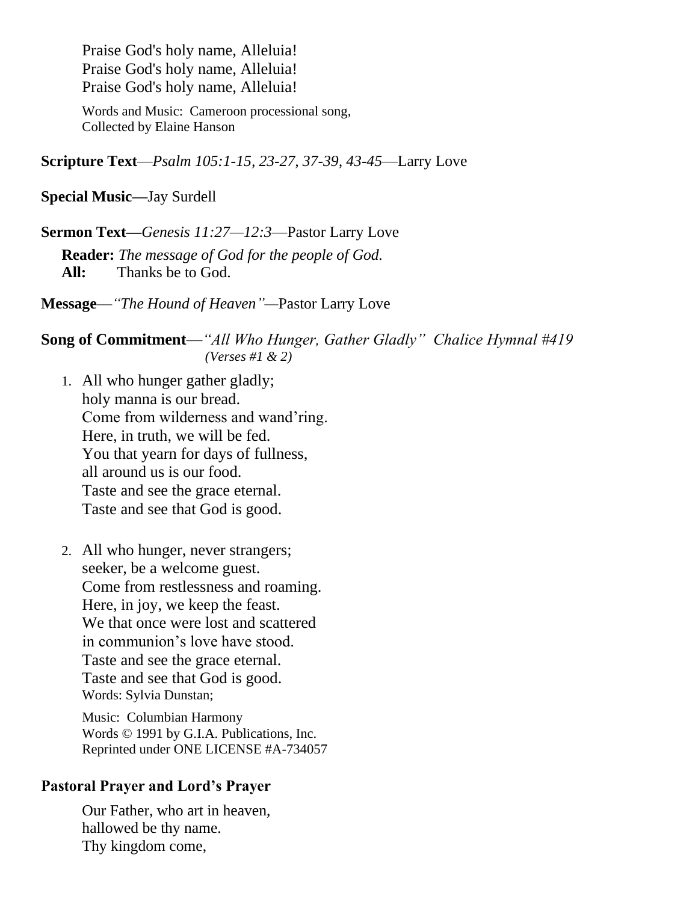Praise God's holy name, Alleluia!
Praise God's holy name, Alleluia!
Praise God's holy name, Alleluia!

Words and Music: Cameroon processional song,
Collected by Elaine Hanson

**Scripture Text**—*Psalm 105:1-15, 23-27, 37-39, 43-45*—Larry Love

**Special Music—**Jay Surdell

**Sermon Text—***Genesis 11:27—12:3*—Pastor Larry Love

**Reader:** *The message of God for the people of God.*
**All:** Thanks be to God.

**Message**—*"The Hound of Heaven"*—Pastor Larry Love

**Song of Commitment**—*"All Who Hunger, Gather Gladly" Chalice Hymnal #419* *(Verses #1 & 2)*

1. All who hunger gather gladly;
holy manna is our bread.
Come from wilderness and wand'ring.
Here, in truth, we will be fed.
You that yearn for days of fullness,
all around us is our food.
Taste and see the grace eternal.
Taste and see that God is good.

2. All who hunger, never strangers;
seeker, be a welcome guest.
Come from restlessness and roaming.
Here, in joy, we keep the feast.
We that once were lost and scattered
in communion's love have stood.
Taste and see the grace eternal.
Taste and see that God is good.

Words: Sylvia Dunstan;

Music: Columbian Harmony
Words © 1991 by G.I.A. Publications, Inc.
Reprinted under ONE LICENSE #A-734057

**Pastoral Prayer and Lord's Prayer**

Our Father, who art in heaven,
hallowed be thy name.
Thy kingdom come,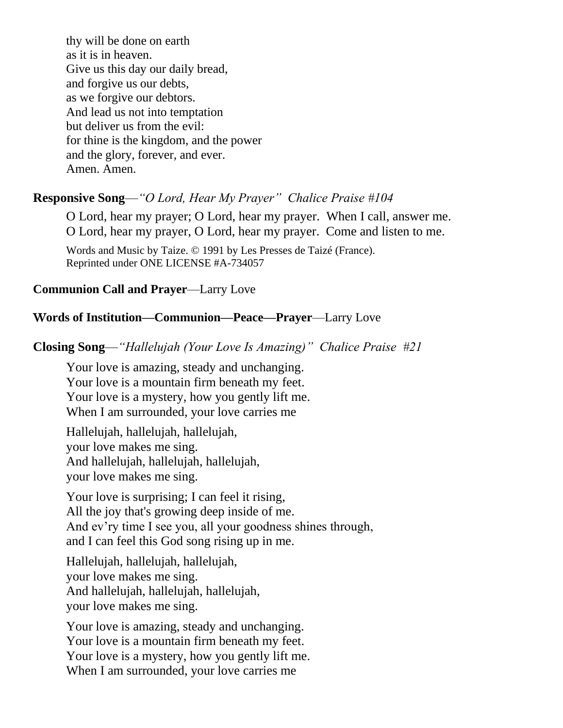thy will be done on earth
as it is in heaven.
Give us this day our daily bread,
and forgive us our debts,
as we forgive our debtors.
And lead us not into temptation
but deliver us from the evil:
for thine is the kingdom, and the power
and the glory, forever, and ever.
Amen. Amen.

**Responsive Song**—*"O Lord, Hear My Prayer" Chalice Praise #104*

O Lord, hear my prayer; O Lord, hear my prayer. When I call, answer me.
O Lord, hear my prayer, O Lord, hear my prayer. Come and listen to me.

Words and Music by Taize. © 1991 by Les Presses de Taizé (France).
Reprinted under ONE LICENSE #A-734057

**Communion Call and Prayer**—Larry Love

**Words of Institution—Communion—Peace—Prayer**—Larry Love

**Closing Song**—*"Hallelujah (Your Love Is Amazing)" Chalice Praise #21*

Your love is amazing, steady and unchanging.
Your love is a mountain firm beneath my feet.
Your love is a mystery, how you gently lift me.
When I am surrounded, your love carries me

Hallelujah, hallelujah, hallelujah,
your love makes me sing.
And hallelujah, hallelujah, hallelujah,
your love makes me sing.

Your love is surprising; I can feel it rising,
All the joy that's growing deep inside of me.
And ev'ry time I see you, all your goodness shines through,
and I can feel this God song rising up in me.

Hallelujah, hallelujah, hallelujah,
your love makes me sing.
And hallelujah, hallelujah, hallelujah,
your love makes me sing.

Your love is amazing, steady and unchanging.
Your love is a mountain firm beneath my feet.
Your love is a mystery, how you gently lift me.
When I am surrounded, your love carries me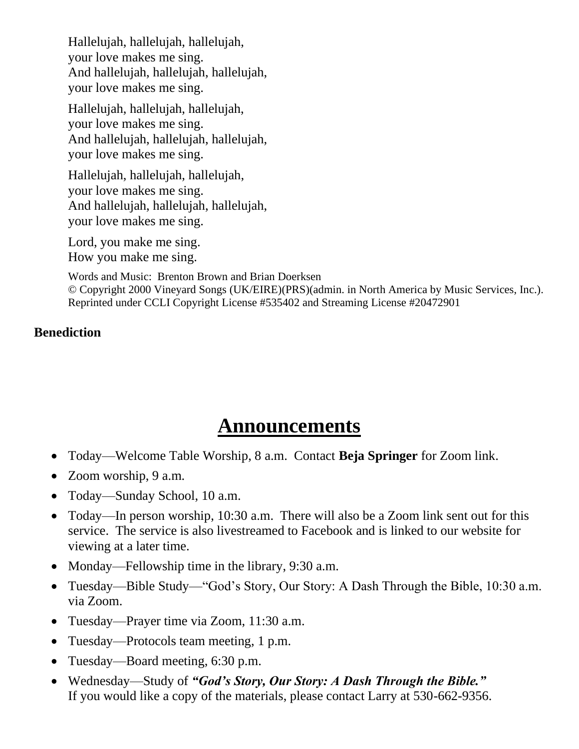Hallelujah, hallelujah, hallelujah,
your love makes me sing.
And hallelujah, hallelujah, hallelujah,
your love makes me sing.

Hallelujah, hallelujah, hallelujah,
your love makes me sing.
And hallelujah, hallelujah, hallelujah,
your love makes me sing.

Hallelujah, hallelujah, hallelujah,
your love makes me sing.
And hallelujah, hallelujah, hallelujah,
your love makes me sing.

Lord, you make me sing.
How you make me sing.

Words and Music: Brenton Brown and Brian Doerksen
© Copyright 2000 Vineyard Songs (UK/EIRE)(PRS)(admin. in North America by Music Services, Inc.).
Reprinted under CCLI Copyright License #535402 and Streaming License #20472901

**Benediction**

# Announcements

- Today—Welcome Table Worship, 8 a.m. Contact **Beja Springer** for Zoom link.
- Zoom worship, 9 a.m.
- Today—Sunday School, 10 a.m.
- Today—In person worship, 10:30 a.m. There will also be a Zoom link sent out for this service. The service is also livestreamed to Facebook and is linked to our website for viewing at a later time.
- Monday—Fellowship time in the library, 9:30 a.m.
- Tuesday—Bible Study—"God's Story, Our Story: A Dash Through the Bible, 10:30 a.m. via Zoom.
- Tuesday—Prayer time via Zoom, 11:30 a.m.
- Tuesday—Protocols team meeting, 1 p.m.
- Tuesday—Board meeting, 6:30 p.m.
- Wednesday—Study of ***"God's Story, Our Story: A Dash Through the Bible."***
  If you would like a copy of the materials, please contact Larry at 530-662-9356.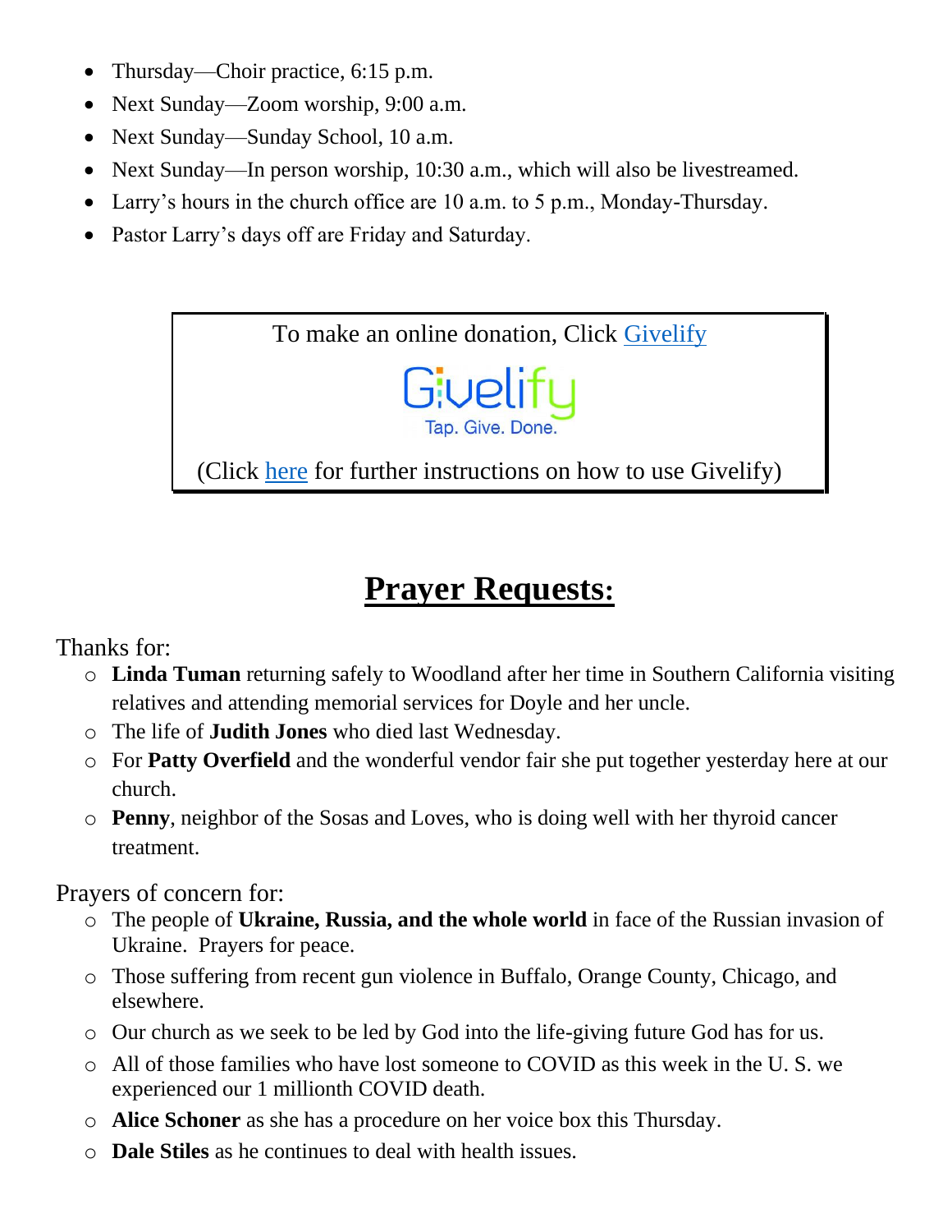- Thursday—Choir practice, 6:15 p.m.
- Next Sunday—Zoom worship, 9:00 a.m.
- Next Sunday—Sunday School, 10 a.m.
- Next Sunday—In person worship, 10:30 a.m., which will also be livestreamed.
- Larry's hours in the church office are 10 a.m. to 5 p.m., Monday-Thursday.
- Pastor Larry's days off are Friday and Saturday.

To make an online donation, Click Givelify

Givelify
Tap. Give. Done.

(Click here for further instructions on how to use Givelify)

# Prayer Requests:

Thanks for:

- **Linda Tuman** returning safely to Woodland after her time in Southern California visiting relatives and attending memorial services for Doyle and her uncle.
- The life of **Judith Jones** who died last Wednesday.
- For **Patty Overfield** and the wonderful vendor fair she put together yesterday here at our church.
- **Penny**, neighbor of the Sosas and Loves, who is doing well with her thyroid cancer treatment.

Prayers of concern for:

- The people of **Ukraine, Russia, and the whole world** in face of the Russian invasion of Ukraine. Prayers for peace.
- Those suffering from recent gun violence in Buffalo, Orange County, Chicago, and elsewhere.
- Our church as we seek to be led by God into the life-giving future God has for us.
- All of those families who have lost someone to COVID as this week in the U. S. we experienced our 1 millionth COVID death.
- **Alice Schoner** as she has a procedure on her voice box this Thursday.
- **Dale Stiles** as he continues to deal with health issues.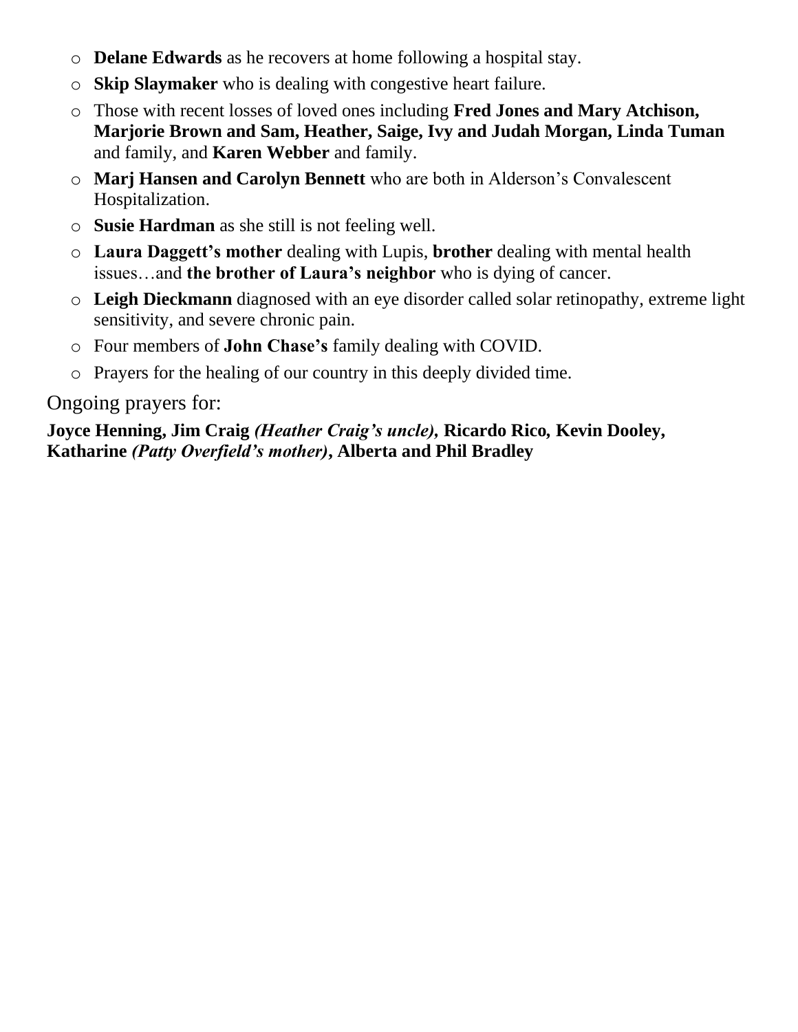- **Delane Edwards** as he recovers at home following a hospital stay.
- **Skip Slaymaker** who is dealing with congestive heart failure.
- Those with recent losses of loved ones including **Fred Jones and Mary Atchison, Marjorie Brown and Sam, Heather, Saige, Ivy and Judah Morgan, Linda Tuman** and family, and **Karen Webber** and family.
- **Marj Hansen and Carolyn Bennett** who are both in Alderson's Convalescent Hospitalization.
- **Susie Hardman** as she still is not feeling well.
- **Laura Daggett's mother** dealing with Lupis, **brother** dealing with mental health issues…and **the brother of Laura's neighbor** who is dying of cancer.
- **Leigh Dieckmann** diagnosed with an eye disorder called solar retinopathy, extreme light sensitivity, and severe chronic pain.
- Four members of **John Chase's** family dealing with COVID.
- Prayers for the healing of our country in this deeply divided time.

Ongoing prayers for:

**Joyce Henning, Jim Craig *(Heather Craig's uncle)*, Ricardo Rico, Kevin Dooley, Katharine *(Patty Overfield's mother)*, Alberta and Phil Bradley**